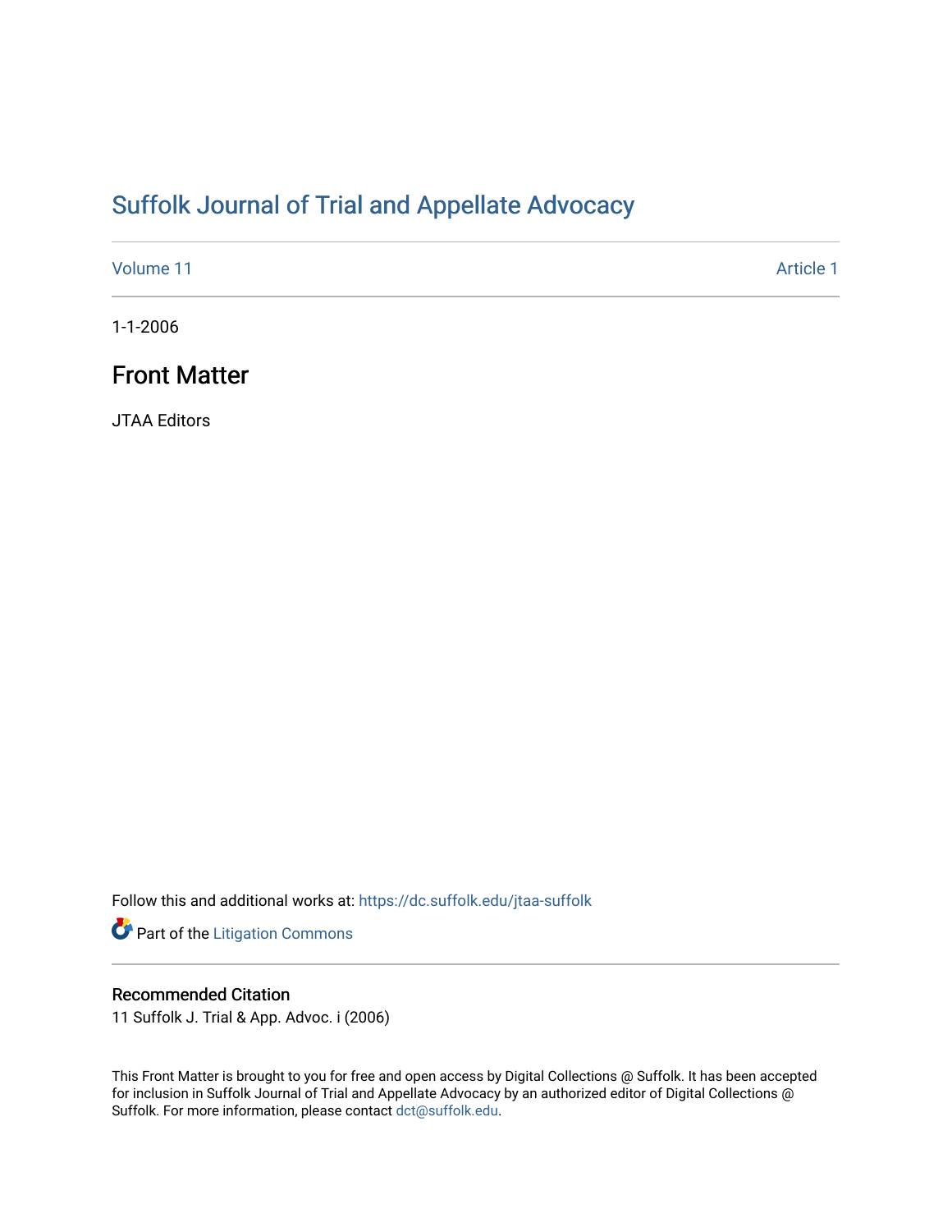# Suffolk Journal of Trial and Appellate Advocacy

Volume 11 | Article 1

1-1-2006

## Front Matter

JTAA Editors

Follow this and additional works at: https://dc.suffolk.edu/jtaa-suffolk

Part of the Litigation Commons

### Recommended Citation

11 Suffolk J. Trial & App. Advoc. i (2006)

This Front Matter is brought to you for free and open access by Digital Collections @ Suffolk. It has been accepted for inclusion in Suffolk Journal of Trial and Appellate Advocacy by an authorized editor of Digital Collections @ Suffolk. For more information, please contact dct@suffolk.edu.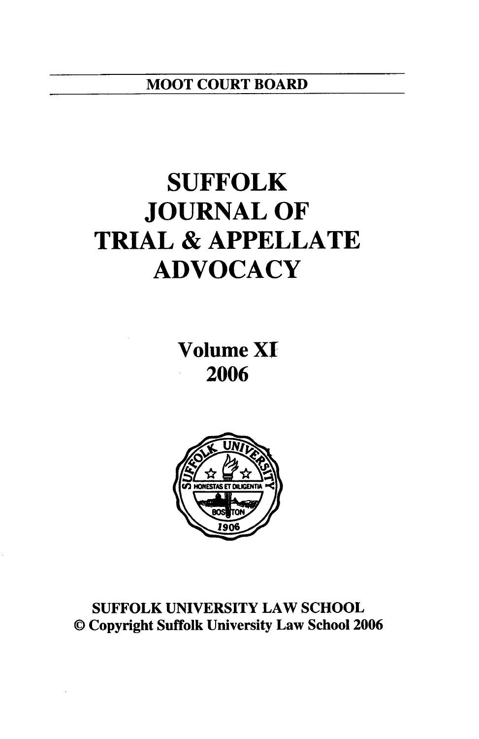MOOT COURT BOARD

# SUFFOLK JOURNAL OF TRIAL & APPELLATE ADVOCACY

## Volume XI

## 2006

SUFFOLK UNIVERSITY LAW SCHOOL

© Copyright Suffolk University Law School 2006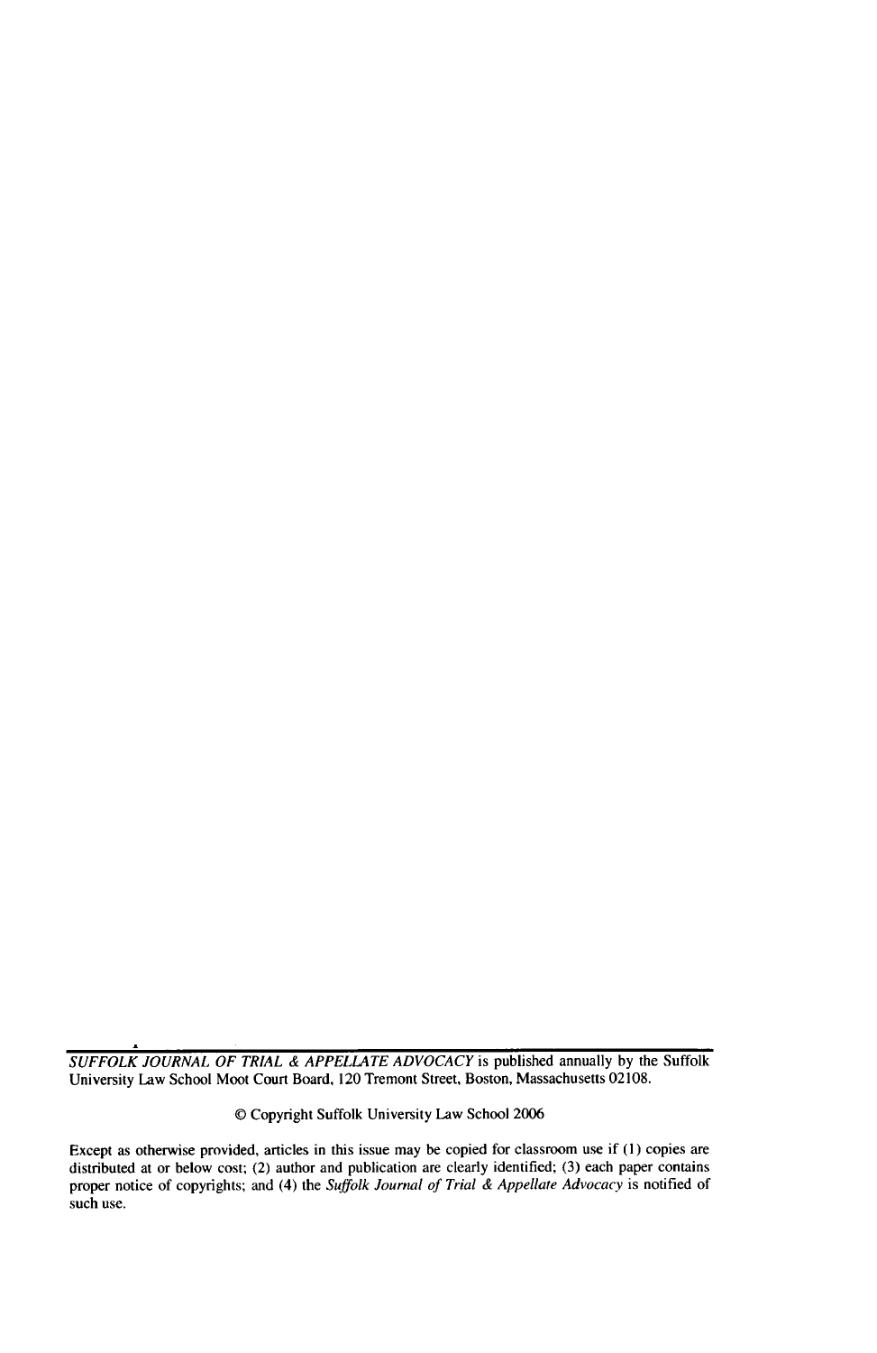*SUFFOLK JOURNAL OF TRIAL & APPELLATE ADVOCACY* is published annually by the Suffolk University Law School Moot Court Board, 120 Tremont Street, Boston, Massachusetts 02108.

© Copyright Suffolk University Law School 2006

Except as otherwise provided, articles in this issue may be copied for classroom use if (1) copies are distributed at or below cost; (2) author and publication are clearly identified; (3) each paper contains proper notice of copyrights; and (4) the *Suffolk Journal of Trial & Appellate Advocacy* is notified of such use.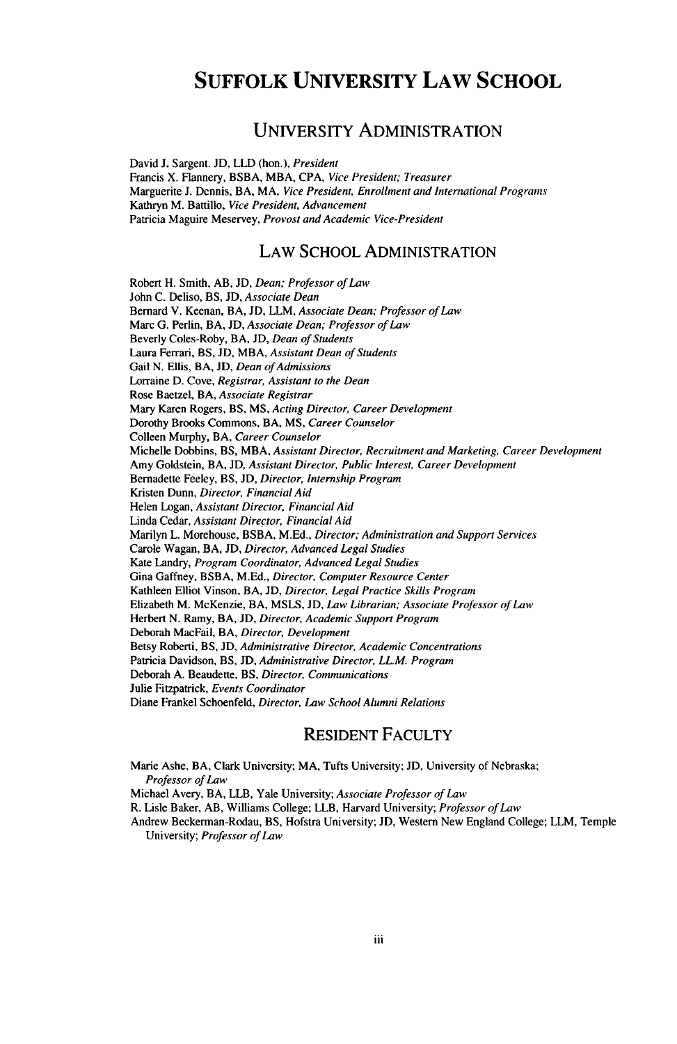# SUFFOLK UNIVERSITY LAW SCHOOL

## UNIVERSITY ADMINISTRATION

David J. Sargent. JD, LLD (hon.), *President*
Francis X. Flannery, BSBA, MBA, CPA, *Vice President; Treasurer*
Marguerite J. Dennis, BA, MA, *Vice President, Enrollment and International Programs*
Kathryn M. Battillo, *Vice President, Advancement*
Patricia Maguire Meservey, *Provost and Academic Vice-President*

## LAW SCHOOL ADMINISTRATION

Robert H. Smith, AB, JD, *Dean; Professor of Law*
John C. Deliso, BS, JD, *Associate Dean*
Bernard V. Keenan, BA, JD, LLM, *Associate Dean; Professor of Law*
Marc G. Perlin, BA, JD, *Associate Dean; Professor of Law*
Beverly Coles-Roby, BA, JD, *Dean of Students*
Laura Ferrari, BS, JD, MBA, *Assistant Dean of Students*
Gail N. Ellis, BA, JD, *Dean of Admissions*
Lorraine D. Cove, *Registrar, Assistant to the Dean*
Rose Baetzel, BA, *Associate Registrar*
Mary Karen Rogers, BS, MS, *Acting Director, Career Development*
Dorothy Brooks Commons, BA, MS, *Career Counselor*
Colleen Murphy, BA, *Career Counselor*
Michelle Dobbins, BS, MBA, *Assistant Director, Recruitment and Marketing, Career Development*
Amy Goldstein, BA, JD, *Assistant Director, Public Interest, Career Development*
Bernadette Feeley, BS, JD, *Director, Internship Program*
Kristen Dunn, *Director, Financial Aid*
Helen Logan, *Assistant Director, Financial Aid*
Linda Cedar, *Assistant Director, Financial Aid*
Marilyn L. Morehouse, BSBA, M.Ed., *Director; Administration and Support Services*
Carole Wagan, BA, JD, *Director, Advanced Legal Studies*
Kate Landry, *Program Coordinator, Advanced Legal Studies*
Gina Gaffney, BSBA, M.Ed., *Director, Computer Resource Center*
Kathleen Elliot Vinson, BA, JD, *Director, Legal Practice Skills Program*
Elizabeth M. McKenzie, BA, MSLS, JD, *Law Librarian; Associate Professor of Law*
Herbert N. Ramy, BA, JD, *Director, Academic Support Program*
Deborah MacFail, BA, *Director, Development*
Betsy Roberti, BS, JD, *Administrative Director, Academic Concentrations*
Patricia Davidson, BS, JD, *Administrative Director, LL.M. Program*
Deborah A. Beaudette, BS, *Director, Communications*
Julie Fitzpatrick, *Events Coordinator*
Diane Frankel Schoenfeld, *Director, Law School Alumni Relations*

## RESIDENT FACULTY

Marie Ashe, BA, Clark University; MA, Tufts University; JD, University of Nebraska; *Professor of Law*
Michael Avery, BA, LLB, Yale University; *Associate Professor of Law*
R. Lisle Baker, AB, Williams College; LLB, Harvard University; *Professor of Law*
Andrew Beckerman-Rodau, BS, Hofstra University; JD, Western New England College; LLM, Temple University; *Professor of Law*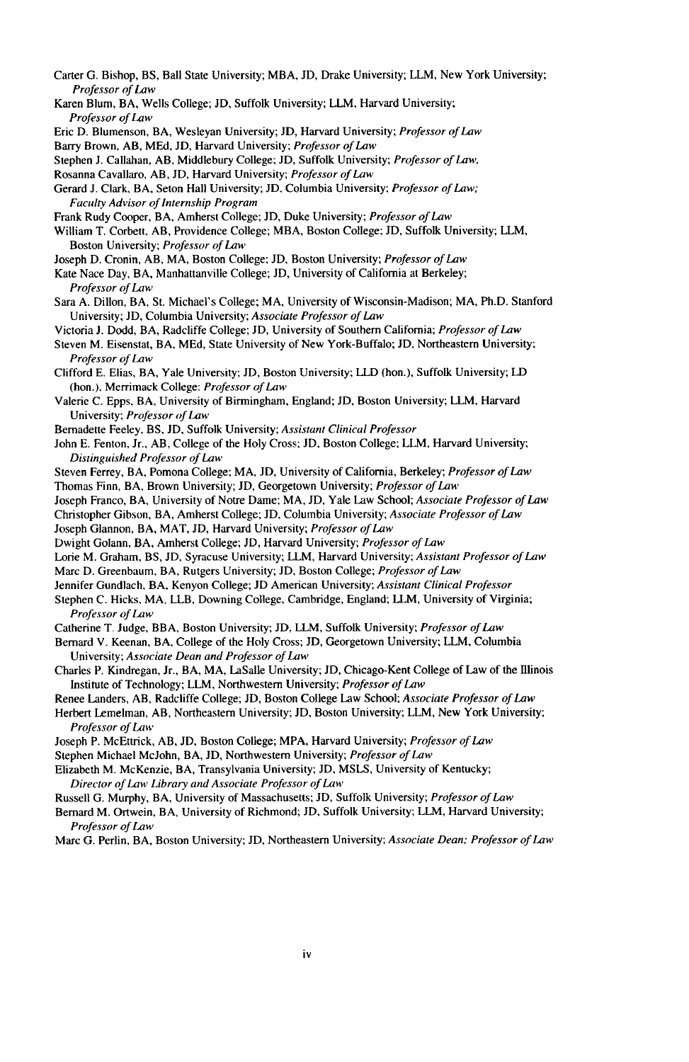Carter G. Bishop, BS, Ball State University; MBA, JD, Drake University; LLM, New York University; *Professor of Law*

Karen Blum, BA, Wells College; JD, Suffolk University; LLM, Harvard University; *Professor of Law*

Eric D. Blumenson, BA, Wesleyan University; JD, Harvard University; *Professor of Law*

Barry Brown, AB, MEd, JD, Harvard University; *Professor of Law*

Stephen J. Callahan, AB, Middlebury College; JD, Suffolk University; *Professor of Law,*

Rosanna Cavallaro, AB, JD, Harvard University; *Professor of Law*

Gerard J. Clark, BA, Seton Hall University; JD, Columbia University; *Professor of Law; Faculty Advisor of Internship Program*

Frank Rudy Cooper, BA, Amherst College; JD, Duke University; *Professor of Law*

William T. Corbett, AB, Providence College; MBA, Boston College; JD, Suffolk University; LLM, Boston University; *Professor of Law*

Joseph D. Cronin, AB, MA, Boston College; JD, Boston University; *Professor of Law*

Kate Nace Day, BA, Manhattanville College; JD, University of California at Berkeley; *Professor of Law*

Sara A. Dillon, BA, St. Michael's College; MA, University of Wisconsin-Madison; MA, Ph.D. Stanford University; JD, Columbia University; *Associate Professor of Law*

Victoria J. Dodd, BA, Radcliffe College; JD, University of Southern California; *Professor of Law*

Steven M. Eisenstat, BA, MEd, State University of New York-Buffalo; JD, Northeastern University; *Professor of Law*

Clifford E. Elias, BA, Yale University; JD, Boston University; LLD (hon.), Suffolk University; LD (hon.), Merrimack College: *Professor of Law*

Valerie C. Epps, BA, University of Birmingham, England; JD, Boston University; LLM, Harvard University; *Professor of Law*

Bernadette Feeley, BS, JD, Suffolk University; *Assistant Clinical Professor*

John E. Fenton, Jr., AB, College of the Holy Cross; JD, Boston College; LLM, Harvard University; *Distinguished Professor of Law*

Steven Ferrey, BA, Pomona College; MA, JD, University of California, Berkeley; *Professor of Law*

Thomas Finn, BA, Brown University; JD, Georgetown University; *Professor of Law*

Joseph Franco, BA, University of Notre Dame; MA, JD, Yale Law School; *Associate Professor of Law*

Christopher Gibson, BA, Amherst College; JD, Columbia University; *Associate Professor of Law*

Joseph Glannon, BA, MAT, JD, Harvard University; *Professor of Law*

Dwight Golann, BA, Amherst College; JD, Harvard University; *Professor of Law*

Lorie M. Graham, BS, JD, Syracuse University; LLM, Harvard University; *Assistant Professor of Law*

Marc D. Greenbaum, BA, Rutgers University; JD, Boston College; *Professor of Law*

Jennifer Gundlach, BA, Kenyon College; JD American University; *Assistant Clinical Professor*

Stephen C. Hicks, MA, LLB, Downing College, Cambridge, England; LLM, University of Virginia; *Professor of Law*

Catherine T. Judge, BBA, Boston University; JD, LLM, Suffolk University; *Professor of Law*

Bernard V. Keenan, BA, College of the Holy Cross; JD, Georgetown University; LLM, Columbia University; *Associate Dean and Professor of Law*

Charles P. Kindregan, Jr., BA, MA, LaSalle University; JD, Chicago-Kent College of Law of the Illinois Institute of Technology; LLM, Northwestern University; *Professor of Law*

Renee Landers, AB, Radcliffe College; JD, Boston College Law School; *Associate Professor of Law*

Herbert Lemelman, AB, Northeastern University; JD, Boston University; LLM, New York University; *Professor of Law*

Joseph P. McEttrick, AB, JD, Boston College; MPA, Harvard University; *Professor of Law*

Stephen Michael McJohn, BA, JD, Northwestern University; *Professor of Law*

Elizabeth M. McKenzie, BA, Transylvania University; JD, MSLS, University of Kentucky; *Director of Law Library and Associate Professor of Law*

Russell G. Murphy, BA, University of Massachusetts; JD, Suffolk University; *Professor of Law*

Bernard M. Ortwein, BA, University of Richmond; JD, Suffolk University; LLM, Harvard University; *Professor of Law*

Marc G. Perlin, BA, Boston University; JD, Northeastern University; *Associate Dean; Professor of Law*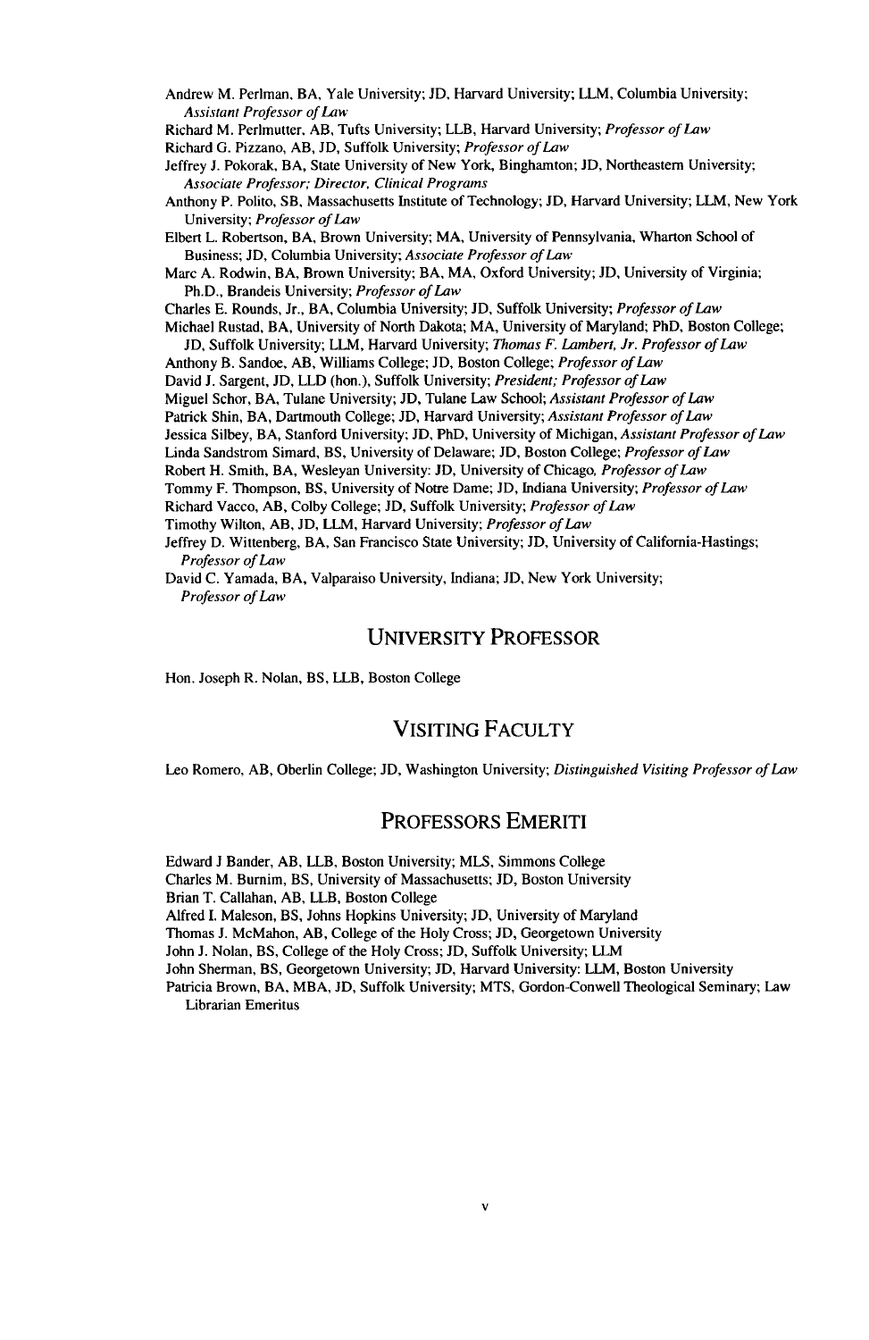Andrew M. Perlman, BA, Yale University; JD, Harvard University; LLM, Columbia University; *Assistant Professor of Law*

Richard M. Perlmutter, AB, Tufts University; LLB, Harvard University; *Professor of Law*

Richard G. Pizzano, AB, JD, Suffolk University; *Professor of Law*

Jeffrey J. Pokorak, BA, State University of New York, Binghamton; JD, Northeastern University; *Associate Professor; Director, Clinical Programs*

Anthony P. Polito, SB, Massachusetts Institute of Technology; JD, Harvard University; LLM, New York University; *Professor of Law*

Elbert L. Robertson, BA, Brown University; MA, University of Pennsylvania, Wharton School of Business; JD, Columbia University; *Associate Professor of Law*

Marc A. Rodwin, BA, Brown University; BA, MA, Oxford University; JD, University of Virginia; Ph.D., Brandeis University; *Professor of Law*

Charles E. Rounds, Jr., BA, Columbia University; JD, Suffolk University; *Professor of Law*

Michael Rustad, BA, University of North Dakota; MA, University of Maryland; PhD, Boston College; JD, Suffolk University; LLM, Harvard University; *Thomas F. Lambert, Jr. Professor of Law*

Anthony B. Sandoe, AB, Williams College; JD, Boston College; *Professor of Law*

David J. Sargent, JD, LLD (hon.), Suffolk University; *President; Professor of Law*

Miguel Schor, BA, Tulane University; JD, Tulane Law School; *Assistant Professor of Law*

Patrick Shin, BA, Dartmouth College; JD, Harvard University; *Assistant Professor of Law*

Jessica Silbey, BA, Stanford University; JD, PhD, University of Michigan, *Assistant Professor of Law*

Linda Sandstrom Simard, BS, University of Delaware; JD, Boston College; *Professor of Law*

Robert H. Smith, BA, Wesleyan University: JD, University of Chicago, *Professor of Law*

Tommy F. Thompson, BS, University of Notre Dame; JD, Indiana University; *Professor of Law*

Richard Vacco, AB, Colby College; JD, Suffolk University; *Professor of Law*

Timothy Wilton, AB, JD, LLM, Harvard University; *Professor of Law*

Jeffrey D. Wittenberg, BA, San Francisco State University; JD, University of California-Hastings; *Professor of Law*

David C. Yamada, BA, Valparaiso University, Indiana; JD, New York University; *Professor of Law*

## University Professor

Hon. Joseph R. Nolan, BS, LLB, Boston College

## Visiting Faculty

Leo Romero, AB, Oberlin College; JD, Washington University; *Distinguished Visiting Professor of Law*

## Professors Emeriti

Edward J Bander, AB, LLB, Boston University; MLS, Simmons College

Charles M. Burnim, BS, University of Massachusetts; JD, Boston University

Brian T. Callahan, AB, LLB, Boston College

Alfred I. Maleson, BS, Johns Hopkins University; JD, University of Maryland

Thomas J. McMahon, AB, College of the Holy Cross; JD, Georgetown University

John J. Nolan, BS, College of the Holy Cross; JD, Suffolk University; LLM

John Sherman, BS, Georgetown University; JD, Harvard University: LLM, Boston University

Patricia Brown, BA, MBA, JD, Suffolk University; MTS, Gordon-Conwell Theological Seminary; Law Librarian Emeritus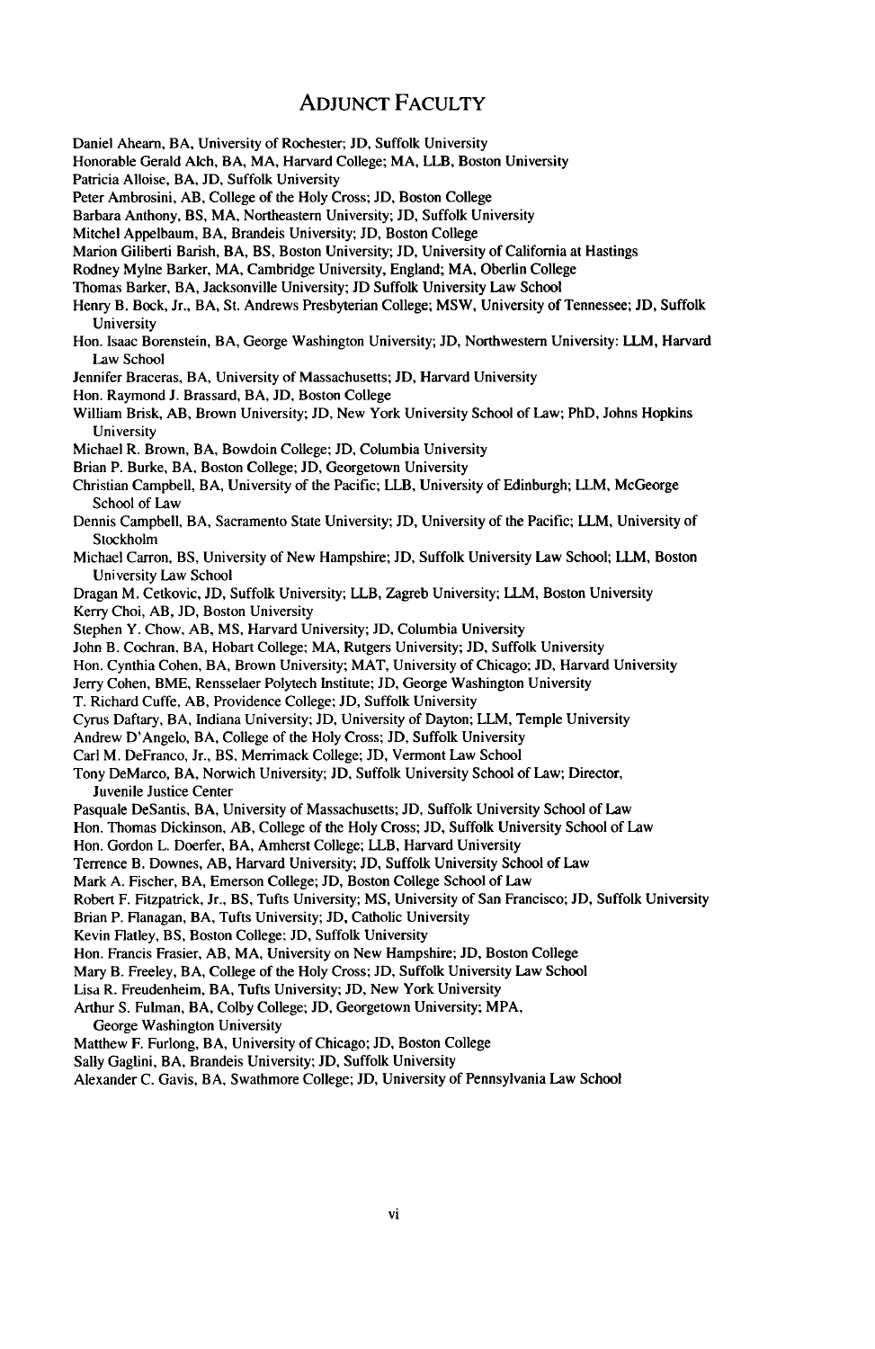## ADJUNCT FACULTY

Daniel Ahearn, BA, University of Rochester; JD, Suffolk University
Honorable Gerald Alch, BA, MA, Harvard College; MA, LLB, Boston University
Patricia Alloise, BA, JD, Suffolk University
Peter Ambrosini, AB, College of the Holy Cross; JD, Boston College
Barbara Anthony, BS, MA, Northeastern University; JD, Suffolk University
Mitchel Appelbaum, BA, Brandeis University; JD, Boston College
Marion Giliberti Barish, BA, BS, Boston University; JD, University of California at Hastings
Rodney Mylne Barker, MA, Cambridge University, England; MA, Oberlin College
Thomas Barker, BA, Jacksonville University; JD Suffolk University Law School
Henry B. Bock, Jr., BA, St. Andrews Presbyterian College; MSW, University of Tennessee; JD, Suffolk University
Hon. Isaac Borenstein, BA, George Washington University; JD, Northwestern University: LLM, Harvard Law School
Jennifer Braceras, BA, University of Massachusetts; JD, Harvard University
Hon. Raymond J. Brassard, BA, JD, Boston College
William Brisk, AB, Brown University; JD, New York University School of Law; PhD, Johns Hopkins University
Michael R. Brown, BA, Bowdoin College; JD, Columbia University
Brian P. Burke, BA, Boston College; JD, Georgetown University
Christian Campbell, BA, University of the Pacific; LLB, University of Edinburgh; LLM, McGeorge School of Law
Dennis Campbell, BA, Sacramento State University; JD, University of the Pacific; LLM, University of Stockholm
Michael Carron, BS, University of New Hampshire; JD, Suffolk University Law School; LLM, Boston University Law School
Dragan M. Cetkovic, JD, Suffolk University; LLB, Zagreb University; LLM, Boston University
Kerry Choi, AB, JD, Boston University
Stephen Y. Chow, AB, MS, Harvard University; JD, Columbia University
John B. Cochran, BA, Hobart College; MA, Rutgers University; JD, Suffolk University
Hon. Cynthia Cohen, BA, Brown University; MAT, University of Chicago; JD, Harvard University
Jerry Cohen, BME, Rensselaer Polytech Institute; JD, George Washington University
T. Richard Cuffe, AB, Providence College; JD, Suffolk University
Cyrus Daftary, BA, Indiana University; JD, University of Dayton; LLM, Temple University
Andrew D'Angelo, BA, College of the Holy Cross; JD, Suffolk University
Carl M. DeFranco, Jr., BS, Merrimack College; JD, Vermont Law School
Tony DeMarco, BA, Norwich University; JD, Suffolk University School of Law; Director, Juvenile Justice Center
Pasquale DeSantis, BA, University of Massachusetts; JD, Suffolk University School of Law
Hon. Thomas Dickinson, AB, College of the Holy Cross; JD, Suffolk University School of Law
Hon. Gordon L. Doerfer, BA, Amherst College; LLB, Harvard University
Terrence B. Downes, AB, Harvard University; JD, Suffolk University School of Law
Mark A. Fischer, BA, Emerson College; JD, Boston College School of Law
Robert F. Fitzpatrick, Jr., BS, Tufts University; MS, University of San Francisco; JD, Suffolk University
Brian P. Flanagan, BA, Tufts University; JD, Catholic University
Kevin Flatley, BS, Boston College; JD, Suffolk University
Hon. Francis Frasier, AB, MA, University on New Hampshire; JD, Boston College
Mary B. Freeley, BA, College of the Holy Cross; JD, Suffolk University Law School
Lisa R. Freudenheim, BA, Tufts University; JD, New York University
Arthur S. Fulman, BA, Colby College; JD, Georgetown University; MPA, George Washington University
Matthew F. Furlong, BA, University of Chicago; JD, Boston College
Sally Gaglini, BA, Brandeis University; JD, Suffolk University
Alexander C. Gavis, BA, Swathmore College; JD, University of Pennsylvania Law School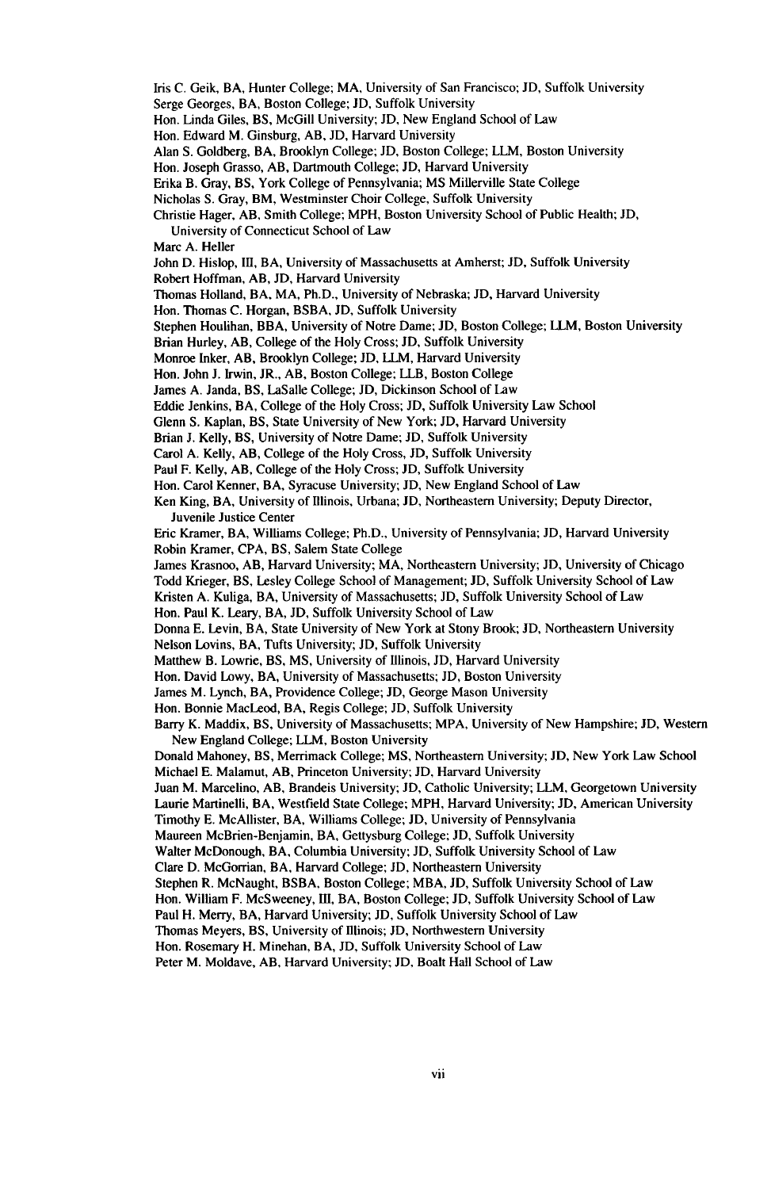Iris C. Geik, BA, Hunter College; MA, University of San Francisco; JD, Suffolk University
Serge Georges, BA, Boston College; JD, Suffolk University
Hon. Linda Giles, BS, McGill University; JD, New England School of Law
Hon. Edward M. Ginsburg, AB, JD, Harvard University
Alan S. Goldberg, BA, Brooklyn College; JD, Boston College; LLM, Boston University
Hon. Joseph Grasso, AB, Dartmouth College; JD, Harvard University
Erika B. Gray, BS, York College of Pennsylvania; MS Millerville State College
Nicholas S. Gray, BM, Westminster Choir College, Suffolk University
Christie Hager, AB, Smith College; MPH, Boston University School of Public Health; JD, University of Connecticut School of Law
Marc A. Heller
John D. Hislop, III, BA, University of Massachusetts at Amherst; JD, Suffolk University
Robert Hoffman, AB, JD, Harvard University
Thomas Holland, BA, MA, Ph.D., University of Nebraska; JD, Harvard University
Hon. Thomas C. Horgan, BSBA, JD, Suffolk University
Stephen Houlihan, BBA, University of Notre Dame; JD, Boston College; LLM, Boston University
Brian Hurley, AB, College of the Holy Cross; JD, Suffolk University
Monroe Inker, AB, Brooklyn College; JD, LLM, Harvard University
Hon. John J. Irwin, JR., AB, Boston College; LLB, Boston College
James A. Janda, BS, LaSalle College; JD, Dickinson School of Law
Eddie Jenkins, BA, College of the Holy Cross; JD, Suffolk University Law School
Glenn S. Kaplan, BS, State University of New York; JD, Harvard University
Brian J. Kelly, BS, University of Notre Dame; JD, Suffolk University
Carol A. Kelly, AB, College of the Holy Cross, JD, Suffolk University
Paul F. Kelly, AB, College of the Holy Cross; JD, Suffolk University
Hon. Carol Kenner, BA, Syracuse University; JD, New England School of Law
Ken King, BA, University of Illinois, Urbana; JD, Northeastern University; Deputy Director, Juvenile Justice Center
Eric Kramer, BA, Williams College; Ph.D., University of Pennsylvania; JD, Harvard University
Robin Kramer, CPA, BS, Salem State College
James Krasnoo, AB, Harvard University; MA, Northeastern University; JD, University of Chicago
Todd Krieger, BS, Lesley College School of Management; JD, Suffolk University School of Law
Kristen A. Kuliga, BA, University of Massachusetts; JD, Suffolk University School of Law
Hon. Paul K. Leary, BA, JD, Suffolk University School of Law
Donna E. Levin, BA, State University of New York at Stony Brook; JD, Northeastern University
Nelson Lovins, BA, Tufts University; JD, Suffolk University
Matthew B. Lowrie, BS, MS, University of Illinois, JD, Harvard University
Hon. David Lowy, BA, University of Massachusetts; JD, Boston University
James M. Lynch, BA, Providence College; JD, George Mason University
Hon. Bonnie MacLeod, BA, Regis College; JD, Suffolk University
Barry K. Maddix, BS, University of Massachusetts; MPA, University of New Hampshire; JD, Western New England College; LLM, Boston University
Donald Mahoney, BS, Merrimack College; MS, Northeastern University; JD, New York Law School
Michael E. Malamut, AB, Princeton University; JD, Harvard University
Juan M. Marcelino, AB, Brandeis University; JD, Catholic University; LLM, Georgetown University
Laurie Martinelli, BA, Westfield State College; MPH, Harvard University; JD, American University
Timothy E. McAllister, BA, Williams College; JD, University of Pennsylvania
Maureen McBrien-Benjamin, BA, Gettysburg College; JD, Suffolk University
Walter McDonough, BA, Columbia University; JD, Suffolk University School of Law
Clare D. McGorrian, BA, Harvard College; JD, Northeastern University
Stephen R. McNaught, BSBA, Boston College; MBA, JD, Suffolk University School of Law
Hon. William F. McSweeney, III, BA, Boston College; JD, Suffolk University School of Law
Paul H. Merry, BA, Harvard University; JD, Suffolk University School of Law
Thomas Meyers, BS, University of Illinois; JD, Northwestern University
Hon. Rosemary H. Minehan, BA, JD, Suffolk University School of Law
Peter M. Moldave, AB, Harvard University; JD, Boalt Hall School of Law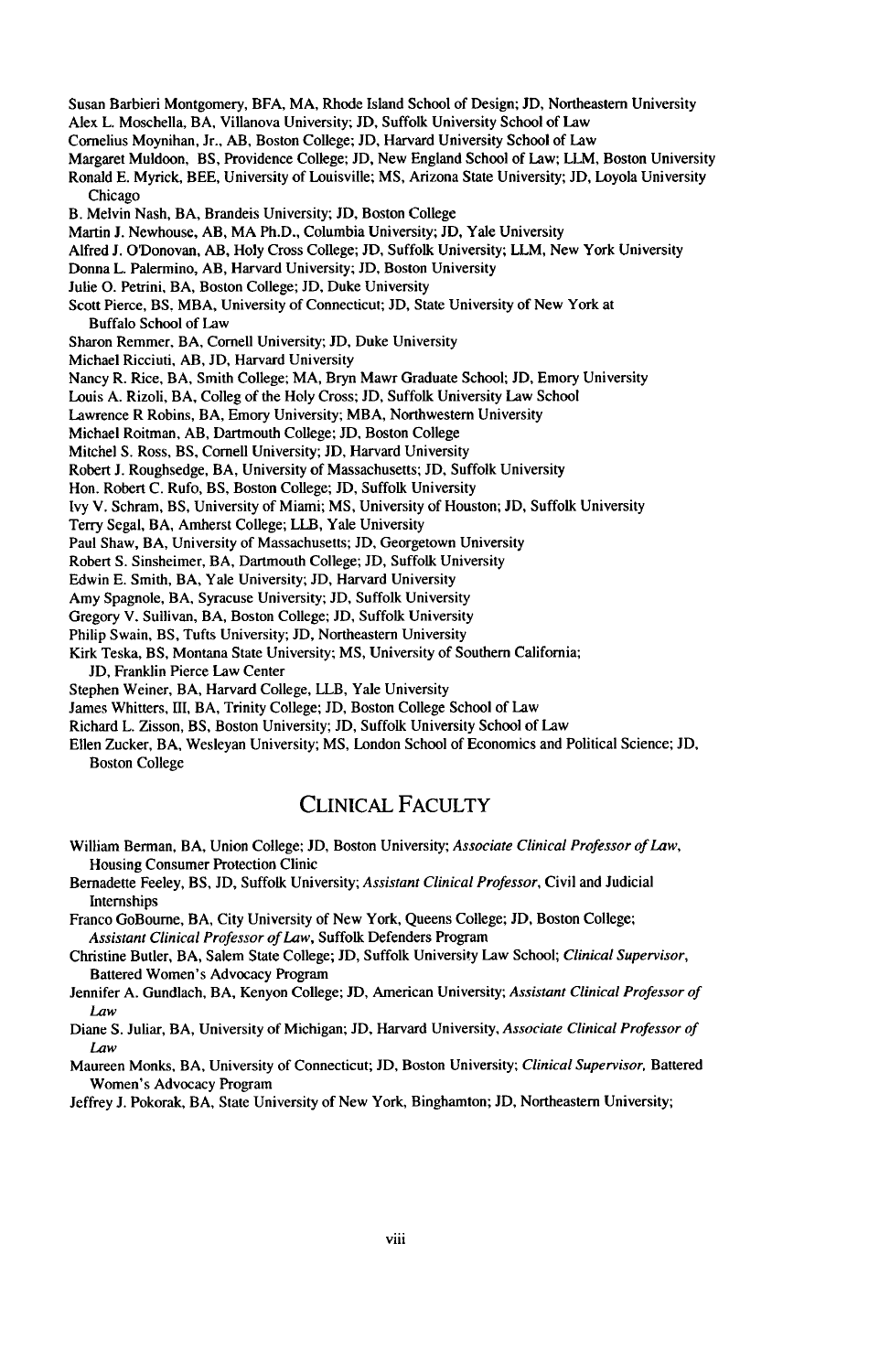Susan Barbieri Montgomery, BFA, MA, Rhode Island School of Design; JD, Northeastern University
Alex L. Moschella, BA, Villanova University; JD, Suffolk University School of Law
Cornelius Moynihan, Jr., AB, Boston College; JD, Harvard University School of Law
Margaret Muldoon, BS, Providence College; JD, New England School of Law; LLM, Boston University
Ronald E. Myrick, BEE, University of Louisville; MS, Arizona State University; JD, Loyola University Chicago
B. Melvin Nash, BA, Brandeis University; JD, Boston College
Martin J. Newhouse, AB, MA Ph.D., Columbia University; JD, Yale University
Alfred J. O'Donovan, AB, Holy Cross College; JD, Suffolk University; LLM, New York University
Donna L. Palermino, AB, Harvard University; JD, Boston University
Julie O. Petrini, BA, Boston College; JD, Duke University
Scott Pierce, BS, MBA, University of Connecticut; JD, State University of New York at Buffalo School of Law
Sharon Remmer, BA, Cornell University; JD, Duke University
Michael Ricciuti, AB, JD, Harvard University
Nancy R. Rice, BA, Smith College; MA, Bryn Mawr Graduate School; JD, Emory University
Louis A. Rizoli, BA, Colleg of the Holy Cross; JD, Suffolk University Law School
Lawrence R Robins, BA, Emory University; MBA, Northwestern University
Michael Roitman, AB, Dartmouth College; JD, Boston College
Mitchel S. Ross, BS, Cornell University; JD, Harvard University
Robert J. Roughsedge, BA, University of Massachusetts; JD, Suffolk University
Hon. Robert C. Rufo, BS, Boston College; JD, Suffolk University
Ivy V. Schram, BS, University of Miami; MS, University of Houston; JD, Suffolk University
Terry Segal, BA, Amherst College; LLB, Yale University
Paul Shaw, BA, University of Massachusetts; JD, Georgetown University
Robert S. Sinsheimer, BA, Dartmouth College; JD, Suffolk University
Edwin E. Smith, BA, Yale University; JD, Harvard University
Amy Spagnole, BA, Syracuse University; JD, Suffolk University
Gregory V. Sullivan, BA, Boston College; JD, Suffolk University
Philip Swain, BS, Tufts University; JD, Northeastern University
Kirk Teska, BS, Montana State University; MS, University of Southern California; JD, Franklin Pierce Law Center
Stephen Weiner, BA, Harvard College, LLB, Yale University
James Whitters, III, BA, Trinity College; JD, Boston College School of Law
Richard L. Zisson, BS, Boston University; JD, Suffolk University School of Law
Ellen Zucker, BA, Wesleyan University; MS, London School of Economics and Political Science; JD, Boston College

## CLINICAL FACULTY

William Berman, BA, Union College; JD, Boston University; *Associate Clinical Professor of Law*, Housing Consumer Protection Clinic
Bernadette Feeley, BS, JD, Suffolk University; *Assistant Clinical Professor*, Civil and Judicial Internships
Franco GoBourne, BA, City University of New York, Queens College; JD, Boston College; *Assistant Clinical Professor of Law*, Suffolk Defenders Program
Christine Butler, BA, Salem State College; JD, Suffolk University Law School; *Clinical Supervisor*, Battered Women's Advocacy Program
Jennifer A. Gundlach, BA, Kenyon College; JD, American University; *Assistant Clinical Professor of Law*
Diane S. Juliar, BA, University of Michigan; JD, Harvard University, *Associate Clinical Professor of Law*
Maureen Monks, BA, University of Connecticut; JD, Boston University; *Clinical Supervisor*, Battered Women's Advocacy Program
Jeffrey J. Pokorak, BA, State University of New York, Binghamton; JD, Northeastern University;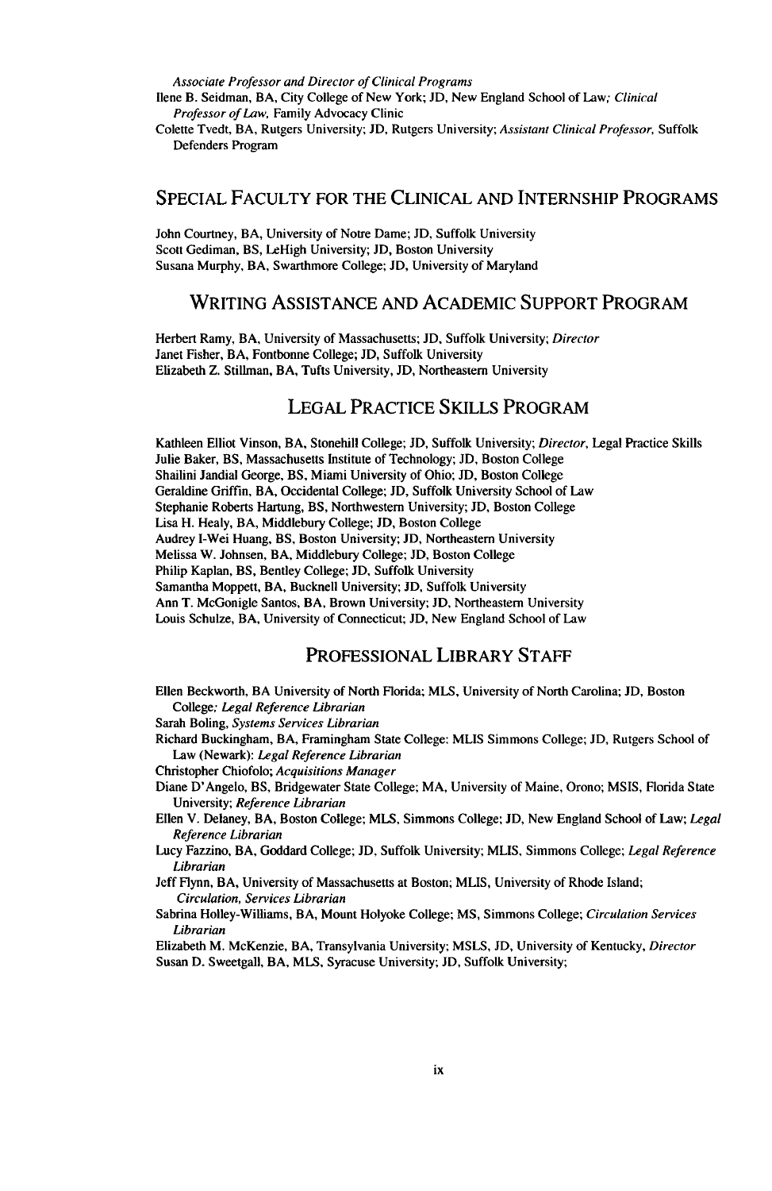*Associate Professor and Director of Clinical Programs*

Ilene B. Seidman, BA, City College of New York; JD, New England School of Law; *Clinical Professor of Law,* Family Advocacy Clinic

Colette Tvedt, BA, Rutgers University; JD, Rutgers University; *Assistant Clinical Professor,* Suffolk Defenders Program

## Special Faculty for the Clinical and Internship Programs

John Courtney, BA, University of Notre Dame; JD, Suffolk University
Scott Gediman, BS, LeHigh University; JD, Boston University
Susana Murphy, BA, Swarthmore College; JD, University of Maryland

## Writing Assistance and Academic Support Program

Herbert Ramy, BA, University of Massachusetts; JD, Suffolk University; *Director*
Janet Fisher, BA, Fontbonne College; JD, Suffolk University
Elizabeth Z. Stillman, BA, Tufts University, JD, Northeastern University

## Legal Practice Skills Program

Kathleen Elliot Vinson, BA, Stonehill College; JD, Suffolk University; *Director,* Legal Practice Skills
Julie Baker, BS, Massachusetts Institute of Technology; JD, Boston College
Shailini Jandial George, BS, Miami University of Ohio; JD, Boston College
Geraldine Griffin, BA, Occidental College; JD, Suffolk University School of Law
Stephanie Roberts Hartung, BS, Northwestern University; JD, Boston College
Lisa H. Healy, BA, Middlebury College; JD, Boston College
Audrey I-Wei Huang, BS, Boston University; JD, Northeastern University
Melissa W. Johnsen, BA, Middlebury College; JD, Boston College
Philip Kaplan, BS, Bentley College; JD, Suffolk University
Samantha Moppett, BA, Bucknell University; JD, Suffolk University
Ann T. McGonigle Santos, BA, Brown University; JD, Northeastern University
Louis Schulze, BA, University of Connecticut; JD, New England School of Law

## Professional Library Staff

Ellen Beckworth, BA University of North Florida; MLS, University of North Carolina; JD, Boston College; *Legal Reference Librarian*

Sarah Boling, *Systems Services Librarian*

Richard Buckingham, BA, Framingham State College: MLIS Simmons College; JD, Rutgers School of Law (Newark): *Legal Reference Librarian*

Christopher Chiofolo; *Acquisitions Manager*

Diane D'Angelo, BS, Bridgewater State College; MA, University of Maine, Orono; MSIS, Florida State University; *Reference Librarian*

Ellen V. Delaney, BA, Boston College; MLS, Simmons College; JD, New England School of Law; *Legal Reference Librarian*

Lucy Fazzino, BA, Goddard College; JD, Suffolk University; MLIS, Simmons College; *Legal Reference Librarian*

Jeff Flynn, BA, University of Massachusetts at Boston; MLIS, University of Rhode Island; *Circulation, Services Librarian*

Sabrina Holley-Williams, BA, Mount Holyoke College; MS, Simmons College; *Circulation Services Librarian*

Elizabeth M. McKenzie, BA, Transylvania University; MSLS, JD, University of Kentucky, *Director*

Susan D. Sweetgall, BA, MLS, Syracuse University; JD, Suffolk University;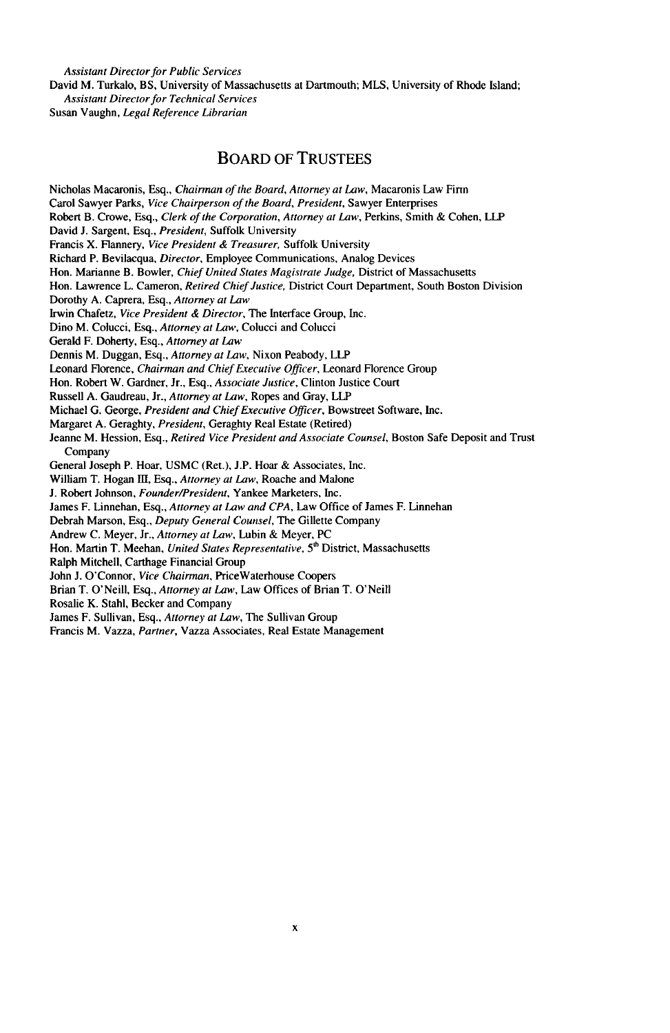*Assistant Director for Public Services*

David M. Turkalo, BS, University of Massachusetts at Dartmouth; MLS, University of Rhode Island; *Assistant Director for Technical Services*

Susan Vaughn, *Legal Reference Librarian*

## BOARD OF TRUSTEES

Nicholas Macaronis, Esq., *Chairman of the Board, Attorney at Law*, Macaronis Law Firm

Carol Sawyer Parks, *Vice Chairperson of the Board, President*, Sawyer Enterprises

Robert B. Crowe, Esq., *Clerk of the Corporation, Attorney at Law*, Perkins, Smith & Cohen, LLP

David J. Sargent, Esq., *President*, Suffolk University

Francis X. Flannery, *Vice President & Treasurer*, Suffolk University

Richard P. Bevilacqua, *Director*, Employee Communications, Analog Devices

Hon. Marianne B. Bowler, *Chief United States Magistrate Judge*, District of Massachusetts

Hon. Lawrence L. Cameron, *Retired Chief Justice*, District Court Department, South Boston Division

Dorothy A. Caprera, Esq., *Attorney at Law*

Irwin Chafetz, *Vice President & Director*, The Interface Group, Inc.

Dino M. Colucci, Esq., *Attorney at Law*, Colucci and Colucci

Gerald F. Doherty, Esq., *Attorney at Law*

Dennis M. Duggan, Esq., *Attorney at Law*, Nixon Peabody, LLP

Leonard Florence, *Chairman and Chief Executive Officer*, Leonard Florence Group

Hon. Robert W. Gardner, Jr., Esq., *Associate Justice*, Clinton Justice Court

Russell A. Gaudreau, Jr., *Attorney at Law*, Ropes and Gray, LLP

Michael G. George, *President and Chief Executive Officer*, Bowstreet Software, Inc.

Margaret A. Geraghty, *President*, Geraghty Real Estate (Retired)

Jeanne M. Hession, Esq., *Retired Vice President and Associate Counsel*, Boston Safe Deposit and Trust Company

General Joseph P. Hoar, USMC (Ret.), J.P. Hoar & Associates, Inc.

William T. Hogan III, Esq., *Attorney at Law*, Roache and Malone

J. Robert Johnson, *Founder/President*, Yankee Marketers, Inc.

James F. Linnehan, Esq., *Attorney at Law and CPA*, Law Office of James F. Linnehan

Debrah Marson, Esq., *Deputy General Counsel*, The Gillette Company

Andrew C. Meyer, Jr., *Attorney at Law*, Lubin & Meyer, PC

Hon. Martin T. Meehan, *United States Representative*, 5th District, Massachusetts

Ralph Mitchell, Carthage Financial Group

John J. O'Connor, *Vice Chairman*, PriceWaterhouse Coopers

Brian T. O'Neill, Esq., *Attorney at Law*, Law Offices of Brian T. O'Neill

Rosalie K. Stahl, Becker and Company

James F. Sullivan, Esq., *Attorney at Law*, The Sullivan Group

Francis M. Vazza, *Partner*, Vazza Associates, Real Estate Management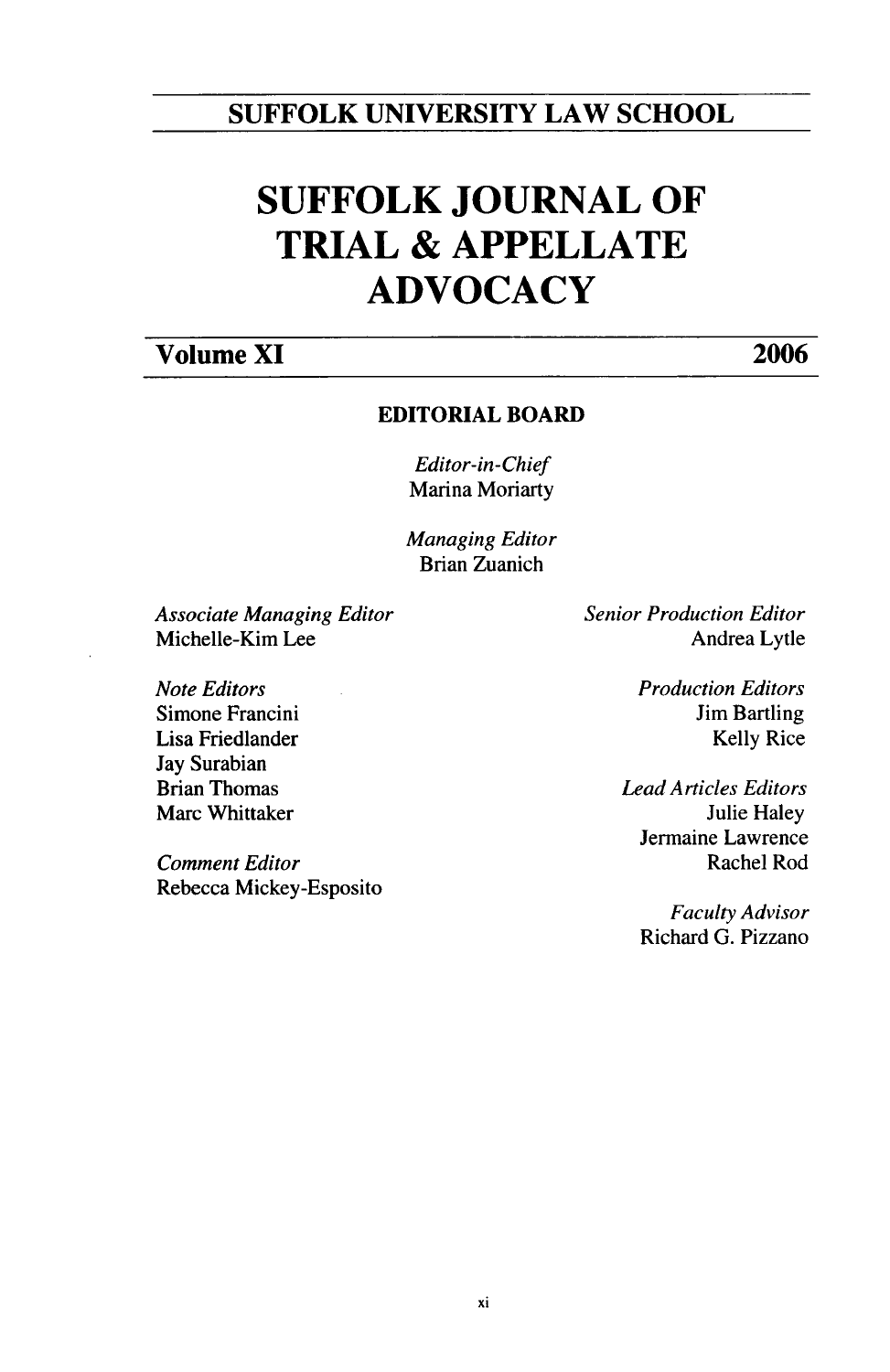## SUFFOLK UNIVERSITY LAW SCHOOL

# SUFFOLK JOURNAL OF TRIAL & APPELLATE ADVOCACY

**Volume XI** **2006**

### EDITORIAL BOARD

*Editor-in-Chief*
Marina Moriarty

*Managing Editor*
Brian Zuanich

*Associate Managing Editor*
Michelle-Kim Lee

*Note Editors*
Simone Francini
Lisa Friedlander
Jay Surabian
Brian Thomas
Marc Whittaker

*Comment Editor*
Rebecca Mickey-Esposito

*Senior Production Editor*
Andrea Lytle

*Production Editors*
Jim Bartling
Kelly Rice

*Lead Articles Editors*
Julie Haley
Jermaine Lawrence
Rachel Rod

*Faculty Advisor*
Richard G. Pizzano